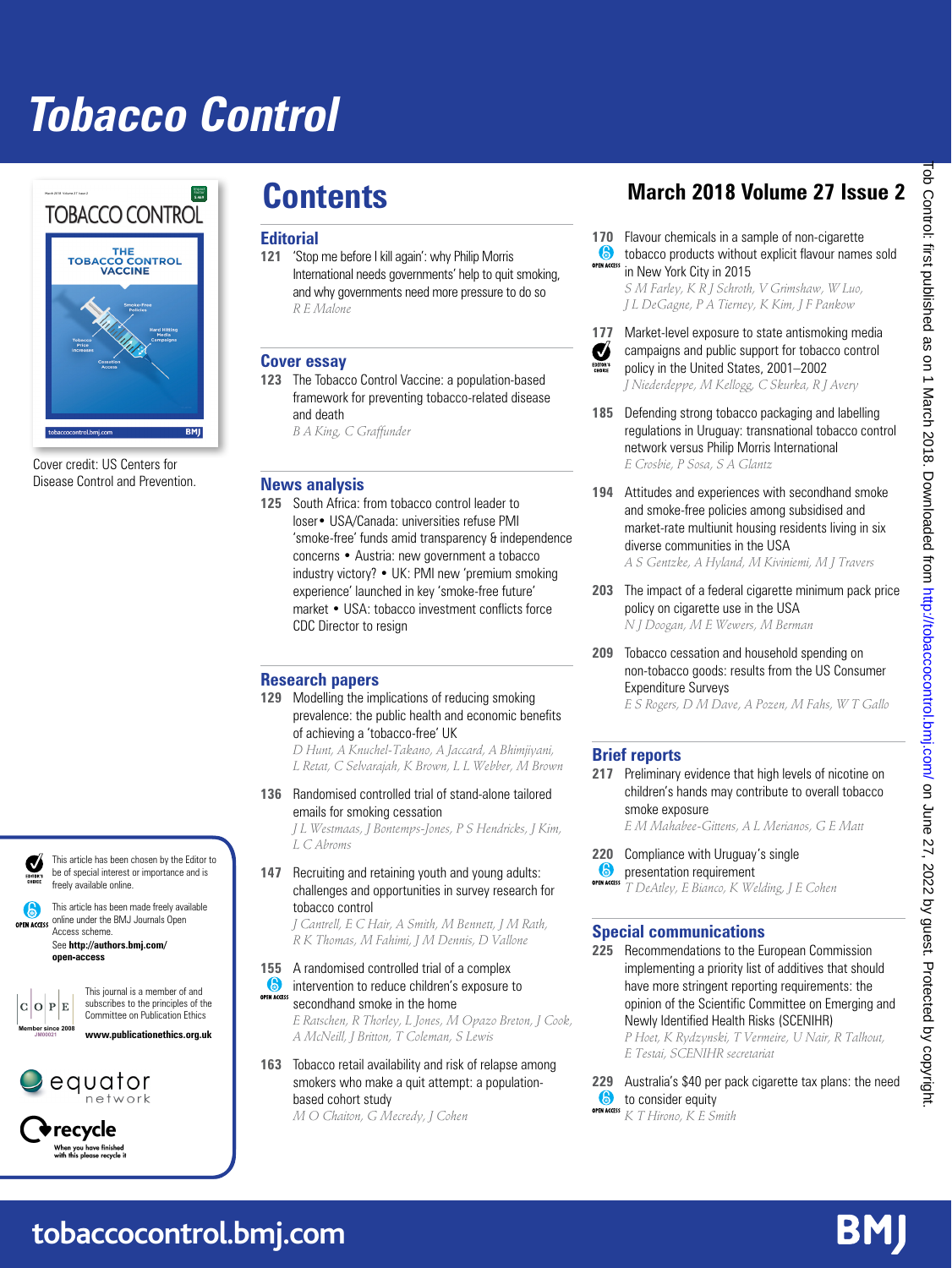# Tobacco Control

Cover credit: US Centers for Disease Control and Prevention.

## Contents

**March 2018 Volume 27 Issue 2**

### Editorial

**121** 'Stop me before I kill again': why Philip Morris International needs governments' help to quit smoking, and why governments need more pressure to do so
*R E Malone*

### Cover essay

**123** The Tobacco Control Vaccine: a population-based framework for preventing tobacco-related disease and death
*B A King, C Graffunder*

### News analysis

**125** South Africa: from tobacco control leader to loser • USA/Canada: universities refuse PMI 'smoke-free' funds amid transparency & independence concerns • Austria: new government a tobacco industry victory? • UK: PMI new 'premium smoking experience' launched in key 'smoke-free future' market • USA: tobacco investment conflicts force CDC Director to resign

### Research papers

**129** Modelling the implications of reducing smoking prevalence: the public health and economic benefits of achieving a 'tobacco-free' UK
*D Hunt, A Knuchel-Takano, A Jaccard, A Bhimjiyani, L Retat, C Selvarajah, K Brown, L L Webber, M Brown*

**136** Randomised controlled trial of stand-alone tailored emails for smoking cessation
*J L Westmaas, J Bontemps-Jones, P S Hendricks, J Kim, L C Abroms*

**147** Recruiting and retaining youth and young adults: challenges and opportunities in survey research for tobacco control
*J Cantrell, E C Hair, A Smith, M Bennett, J M Rath, R K Thomas, M Fahimi, J M Dennis, D Vallone*

**155** A randomised controlled trial of a complex intervention to reduce children's exposure to secondhand smoke in the home (OPEN ACCESS)
*E Ratschen, R Thorley, L Jones, M Opazo Breton, J Cook, A McNeill, J Britton, T Coleman, S Lewis*

**163** Tobacco retail availability and risk of relapse among smokers who make a quit attempt: a population-based cohort study
*M O Chaiton, G Mecredy, J Cohen*

**170** Flavour chemicals in a sample of non-cigarette tobacco products without explicit flavour names sold in New York City in 2015 (OPEN ACCESS)
*S M Farley, K R J Schroth, V Grimshaw, W Luo, J L DeGagne, P A Tierney, K Kim, J F Pankow*

**177** Market-level exposure to state antismoking media campaigns and public support for tobacco control policy in the United States, 2001–2002 (EDITOR'S CHOICE)
*J Niederdeppe, M Kellogg, C Skurka, R J Avery*

**185** Defending strong tobacco packaging and labelling regulations in Uruguay: transnational tobacco control network versus Philip Morris International
*E Crosbie, P Sosa, S A Glantz*

**194** Attitudes and experiences with secondhand smoke and smoke-free policies among subsidised and market-rate multiunit housing residents living in six diverse communities in the USA
*A S Gentzke, A Hyland, M Kiviniemi, M J Travers*

**203** The impact of a federal cigarette minimum pack price policy on cigarette use in the USA
*N J Doogan, M E Wewers, M Berman*

**209** Tobacco cessation and household spending on non-tobacco goods: results from the US Consumer Expenditure Surveys
*E S Rogers, D M Dave, A Pozen, M Fahs, W T Gallo*

### Brief reports

**217** Preliminary evidence that high levels of nicotine on children's hands may contribute to overall tobacco smoke exposure
*E M Mahabee-Gittens, A L Merianos, G E Matt*

**220** Compliance with Uruguay's single presentation requirement (OPEN ACCESS)
*T DeAtley, E Bianco, K Welding, J E Cohen*

### Special communications

**225** Recommendations to the European Commission implementing a priority list of additives that should have more stringent reporting requirements: the opinion of the Scientific Committee on Emerging and Newly Identified Health Risks (SCENIHR)
*P Hoet, K Rydzynski, T Vermeire, U Nair, R Talhout, E Testai, SCENIHR secretariat*

**229** Australia's $40 per pack cigarette tax plans: the need to consider equity (OPEN ACCESS)
*K T Hirono, K E Smith*

---

EDITOR'S CHOICE: This article has been chosen by the Editor to be of special interest or importance and is freely available online.

OPEN ACCESS: This article has been made freely available online under the BMJ Journals Open Access scheme. See **http://authors.bmj.com/open-access**

This journal is a member of and subscribes to the principles of the Committee on Publication Ethics **www.publicationethics.org.uk**

COPE Member since 2008 JM00021

equator network

recycle — When you have finished with this please recycle it

**tobaccocontrol.bmj.com**

Tob Control: first published as on 1 March 2018. Downloaded from http://tobaccocontrol.bmj.com/ on June 27, 2022 by guest. Protected by copyright.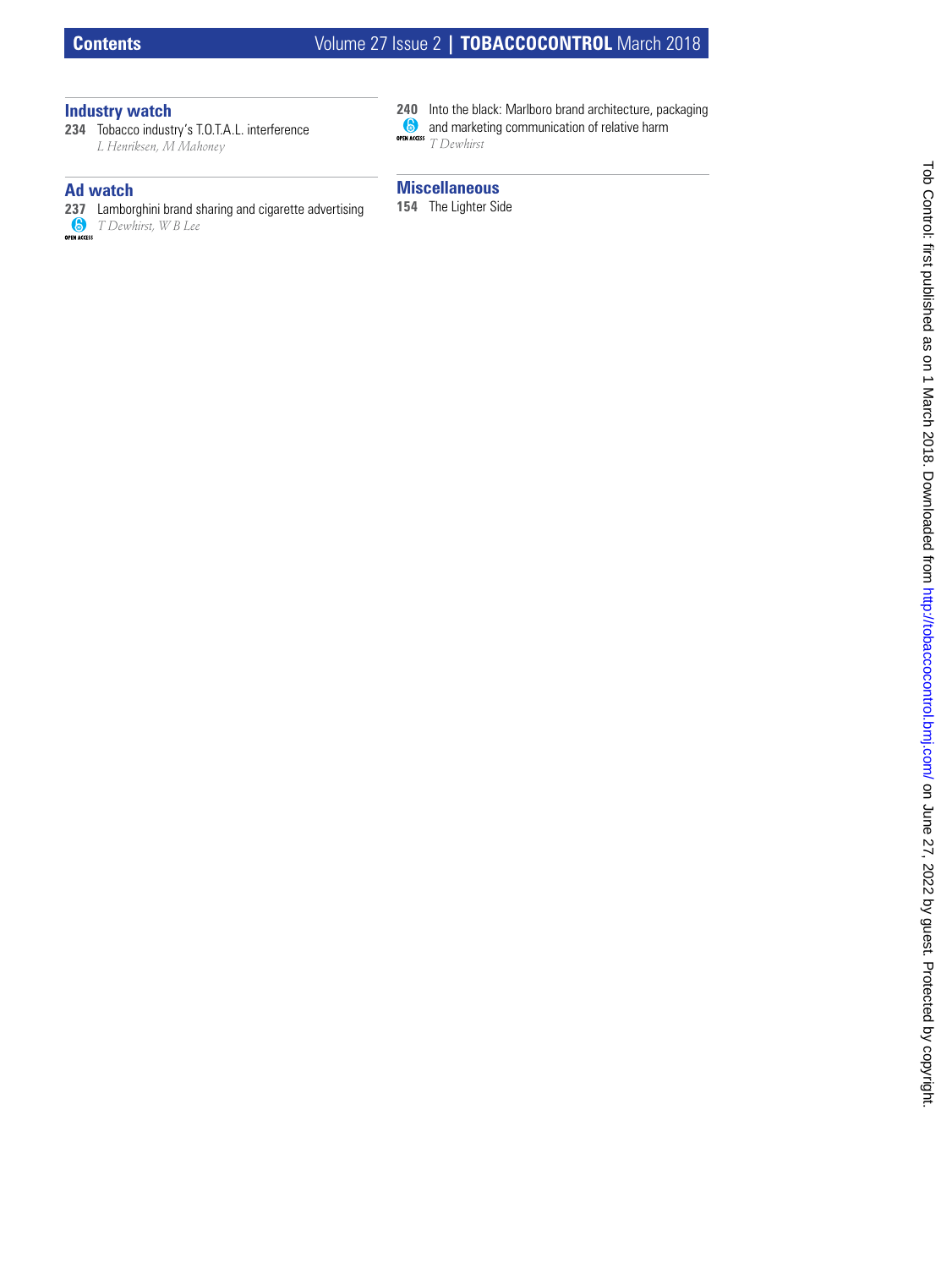## Industry watch

**234** Tobacco industry's T.O.T.A.L. interference
*L Henriksen, M Mahoney*

## Ad watch

**237** Lamborghini brand sharing and cigarette advertising
*T Dewhirst, W B Lee*

**240** Into the black: Marlboro brand architecture, packaging and marketing communication of relative harm
*T Dewhirst*

## Miscellaneous

**154** The Lighter Side